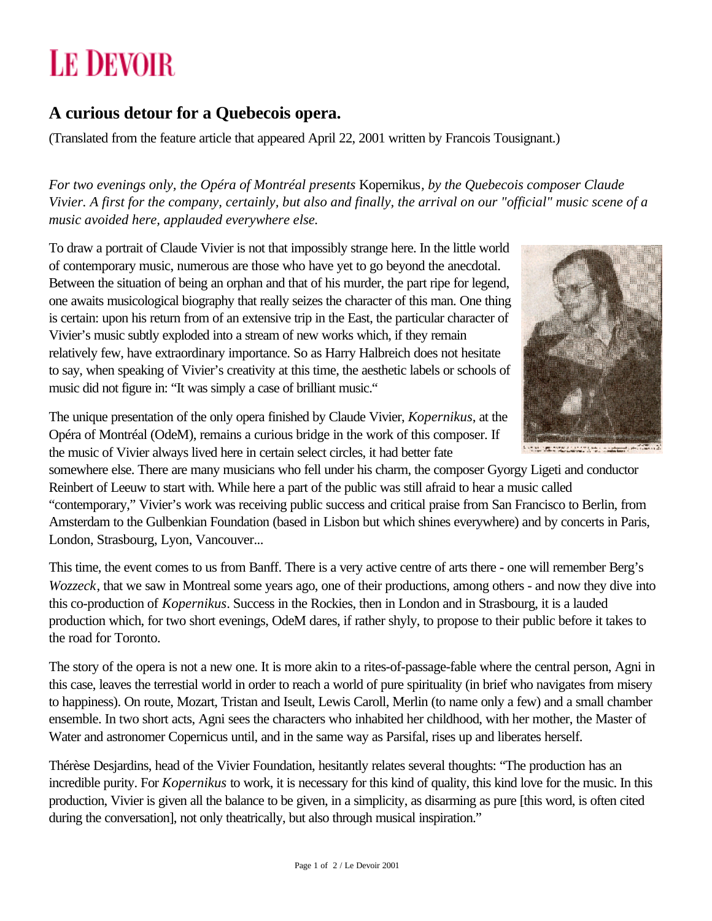# LE DEVOIR

## A curious detour for a Quebecois opera.

(Translated from the feature article that appeared April 22, 2001 written by Francois Tousignant.)

*For two evenings only, the Opéra of Montréal presents* Kopernikus*, by the Quebecois composer Claude Vivier. A first for the company, certainly, but also and finally, the arrival on our "official" music scene of a music avoided here, applauded everywhere else.*

To draw a portrait of Claude Vivier is not that impossibly strange here. In the little world of contemporary music, numerous are those who have yet to go beyond the anecdotal. Between the situation of being an orphan and that of his murder, the part ripe for legend, one awaits musicological biography that really seizes the character of this man. One thing is certain: upon his return from of an extensive trip in the East, the particular character of Vivier's music subtly exploded into a stream of new works which, if they remain relatively few, have extraordinary importance. So as Harry Halbreich does not hesitate to say, when speaking of Vivier's creativity at this time, the aesthetic labels or schools of music did not figure in: "It was simply a case of brilliant music."

The unique presentation of the only opera finished by Claude Vivier, *Kopernikus*, at the Opéra of Montréal (OdeM), remains a curious bridge in the work of this composer. If the music of Vivier always lived here in certain select circles, it had better fate somewhere else. There are many musicians who fell under his charm, the composer Gyorgy Ligeti and conductor Reinbert of Leeuw to start with. While here a part of the public was still afraid to hear a music called "contemporary," Vivier's work was receiving public success and critical praise from San Francisco to Berlin, from Amsterdam to the Gulbenkian Foundation (based in Lisbon but which shines everywhere) and by concerts in Paris, London, Strasbourg, Lyon, Vancouver...

This time, the event comes to us from Banff. There is a very active centre of arts there - one will remember Berg's *Wozzeck*, that we saw in Montreal some years ago, one of their productions, among others - and now they dive into this co-production of *Kopernikus*. Success in the Rockies, then in London and in Strasbourg, it is a lauded production which, for two short evenings, OdeM dares, if rather shyly, to propose to their public before it takes to the road for Toronto.

The story of the opera is not a new one. It is more akin to a rites-of-passage-fable where the central person, Agni in this case, leaves the terrestial world in order to reach a world of pure spirituality (in brief who navigates from misery to happiness). On route, Mozart, Tristan and Iseult, Lewis Caroll, Merlin (to name only a few) and a small chamber ensemble. In two short acts, Agni sees the characters who inhabited her childhood, with her mother, the Master of Water and astronomer Copernicus until, and in the same way as Parsifal, rises up and liberates herself.

Thérèse Desjardins, head of the Vivier Foundation, hesitantly relates several thoughts: "The production has an incredible purity. For *Kopernikus* to work, it is necessary for this kind of quality, this kind love for the music. In this production, Vivier is given all the balance to be given, in a simplicity, as disarming as pure [this word, is often cited during the conversation], not only theatrically, but also through musical inspiration."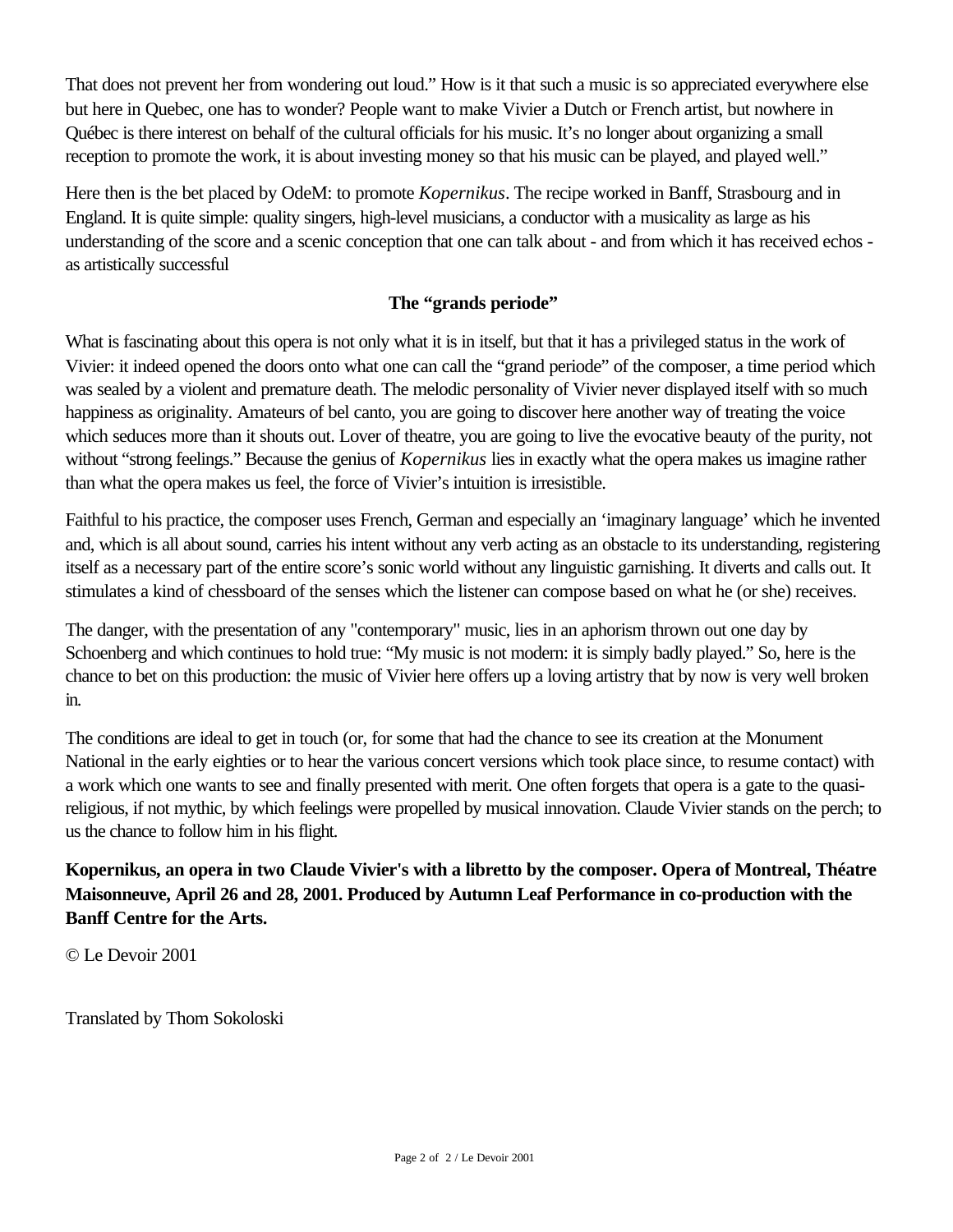That does not prevent her from wondering out loud." How is it that such a music is so appreciated everywhere else but here in Quebec, one has to wonder? People want to make Vivier a Dutch or French artist, but nowhere in Québec is there interest on behalf of the cultural officials for his music. It's no longer about organizing a small reception to promote the work, it is about investing money so that his music can be played, and played well."

Here then is the bet placed by OdeM: to promote *Kopernikus*. The recipe worked in Banff, Strasbourg and in England. It is quite simple: quality singers, high-level musicians, a conductor with a musicality as large as his understanding of the score and a scenic conception that one can talk about - and from which it has received echos - as artistically successful

**The "grands periode"**

What is fascinating about this opera is not only what it is in itself, but that it has a privileged status in the work of Vivier: it indeed opened the doors onto what one can call the "grand periode" of the composer, a time period which was sealed by a violent and premature death. The melodic personality of Vivier never displayed itself with so much happiness as originality. Amateurs of bel canto, you are going to discover here another way of treating the voice which seduces more than it shouts out. Lover of theatre, you are going to live the evocative beauty of the purity, not without "strong feelings." Because the genius of *Kopernikus* lies in exactly what the opera makes us imagine rather than what the opera makes us feel, the force of Vivier's intuition is irresistible.

Faithful to his practice, the composer uses French, German and especially an 'imaginary language' which he invented and, which is all about sound, carries his intent without any verb acting as an obstacle to its understanding, registering itself as a necessary part of the entire score's sonic world without any linguistic garnishing. It diverts and calls out. It stimulates a kind of chessboard of the senses which the listener can compose based on what he (or she) receives.

The danger, with the presentation of any "contemporary" music, lies in an aphorism thrown out one day by Schoenberg and which continues to hold true: "My music is not modern: it is simply badly played." So, here is the chance to bet on this production: the music of Vivier here offers up a loving artistry that by now is very well broken in.

The conditions are ideal to get in touch (or, for some that had the chance to see its creation at the Monument National in the early eighties or to hear the various concert versions which took place since, to resume contact) with a work which one wants to see and finally presented with merit. One often forgets that opera is a gate to the quasi-religious, if not mythic, by which feelings were propelled by musical innovation. Claude Vivier stands on the perch; to us the chance to follow him in his flight.

**Kopernikus, an opera in two Claude Vivier's with a libretto by the composer. Opera of Montreal, Théatre Maisonneuve, April 26 and 28, 2001. Produced by Autumn Leaf Performance in co-production with the Banff Centre for the Arts.**

© Le Devoir 2001

Translated by Thom Sokoloski